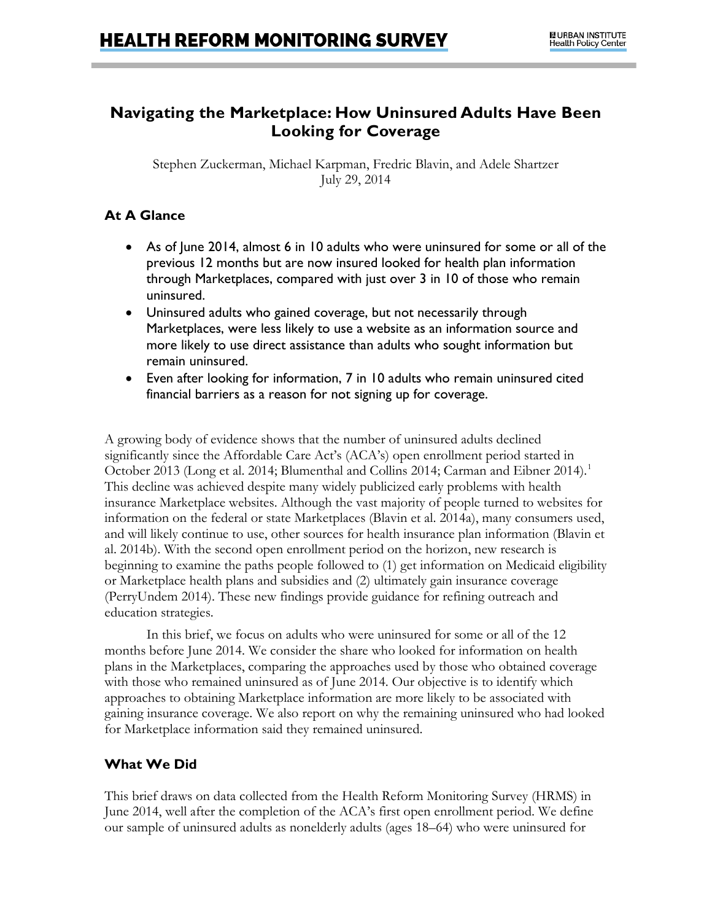# Navigating the Marketplace: How Uninsured Adults Have Been Looking for Coverage

Stephen Zuckerman, Michael Karpman, Fredric Blavin, and Adele Shartzer
July 29, 2014

## At A Glance

- As of June 2014, almost 6 in 10 adults who were uninsured for some or all of the previous 12 months but are now insured looked for health plan information through Marketplaces, compared with just over 3 in 10 of those who remain uninsured.
- Uninsured adults who gained coverage, but not necessarily through Marketplaces, were less likely to use a website as an information source and more likely to use direct assistance than adults who sought information but remain uninsured.
- Even after looking for information, 7 in 10 adults who remain uninsured cited financial barriers as a reason for not signing up for coverage.

A growing body of evidence shows that the number of uninsured adults declined significantly since the Affordable Care Act's (ACA's) open enrollment period started in October 2013 (Long et al. 2014; Blumenthal and Collins 2014; Carman and Eibner 2014).[1] This decline was achieved despite many widely publicized early problems with health insurance Marketplace websites. Although the vast majority of people turned to websites for information on the federal or state Marketplaces (Blavin et al. 2014a), many consumers used, and will likely continue to use, other sources for health insurance plan information (Blavin et al. 2014b). With the second open enrollment period on the horizon, new research is beginning to examine the paths people followed to (1) get information on Medicaid eligibility or Marketplace health plans and subsidies and (2) ultimately gain insurance coverage (PerryUndem 2014). These new findings provide guidance for refining outreach and education strategies.

In this brief, we focus on adults who were uninsured for some or all of the 12 months before June 2014. We consider the share who looked for information on health plans in the Marketplaces, comparing the approaches used by those who obtained coverage with those who remained uninsured as of June 2014. Our objective is to identify which approaches to obtaining Marketplace information are more likely to be associated with gaining insurance coverage. We also report on why the remaining uninsured who had looked for Marketplace information said they remained uninsured.

## What We Did

This brief draws on data collected from the Health Reform Monitoring Survey (HRMS) in June 2014, well after the completion of the ACA's first open enrollment period. We define our sample of uninsured adults as nonelderly adults (ages 18–64) who were uninsured for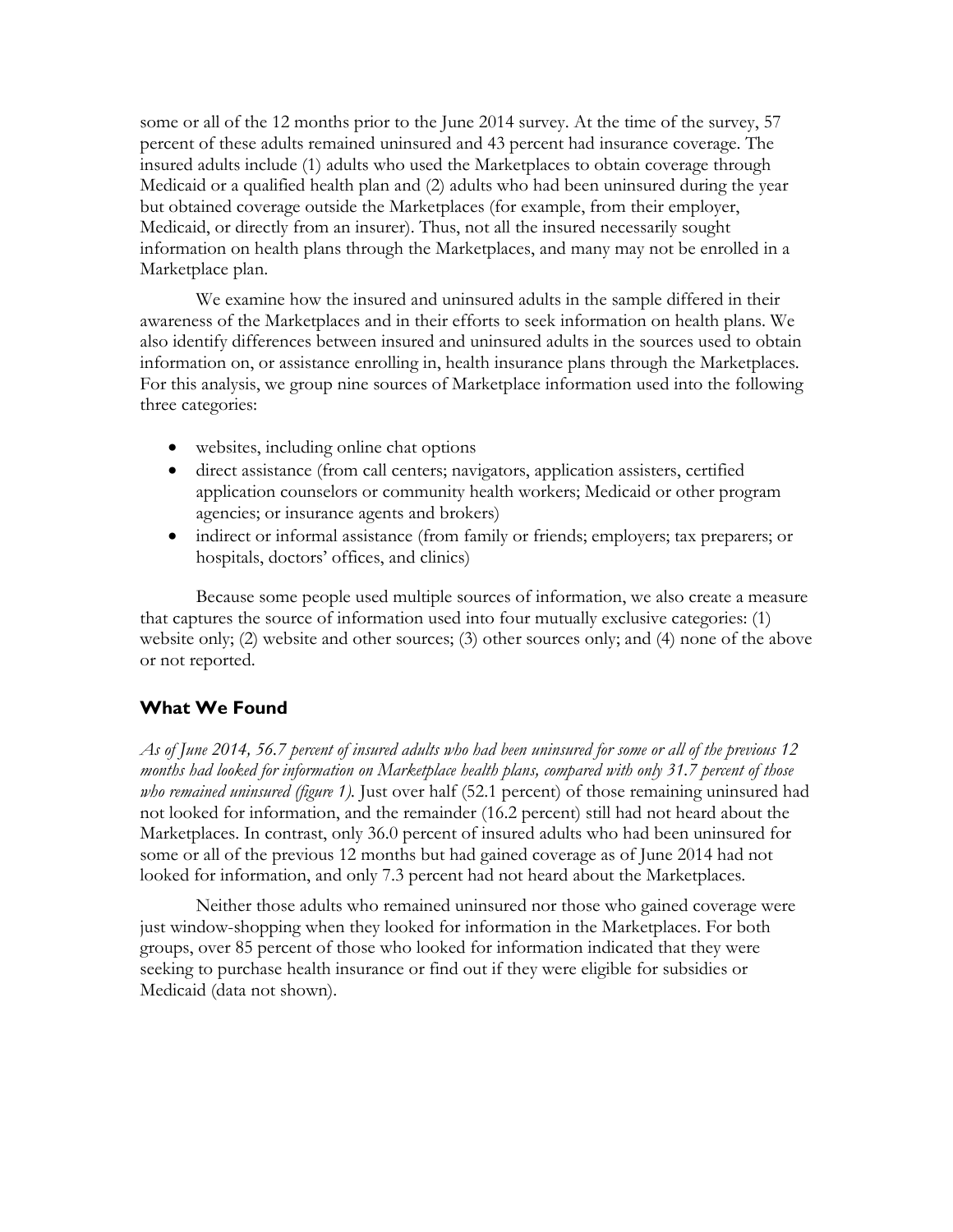some or all of the 12 months prior to the June 2014 survey. At the time of the survey, 57 percent of these adults remained uninsured and 43 percent had insurance coverage. The insured adults include (1) adults who used the Marketplaces to obtain coverage through Medicaid or a qualified health plan and (2) adults who had been uninsured during the year but obtained coverage outside the Marketplaces (for example, from their employer, Medicaid, or directly from an insurer). Thus, not all the insured necessarily sought information on health plans through the Marketplaces, and many may not be enrolled in a Marketplace plan.

We examine how the insured and uninsured adults in the sample differed in their awareness of the Marketplaces and in their efforts to seek information on health plans. We also identify differences between insured and uninsured adults in the sources used to obtain information on, or assistance enrolling in, health insurance plans through the Marketplaces. For this analysis, we group nine sources of Marketplace information used into the following three categories:

- websites, including online chat options
- direct assistance (from call centers; navigators, application assisters, certified application counselors or community health workers; Medicaid or other program agencies; or insurance agents and brokers)
- indirect or informal assistance (from family or friends; employers; tax preparers; or hospitals, doctors' offices, and clinics)

Because some people used multiple sources of information, we also create a measure that captures the source of information used into four mutually exclusive categories: (1) website only; (2) website and other sources; (3) other sources only; and (4) none of the above or not reported.

## What We Found

*As of June 2014, 56.7 percent of insured adults who had been uninsured for some or all of the previous 12 months had looked for information on Marketplace health plans, compared with only 31.7 percent of those who remained uninsured (figure 1).* Just over half (52.1 percent) of those remaining uninsured had not looked for information, and the remainder (16.2 percent) still had not heard about the Marketplaces. In contrast, only 36.0 percent of insured adults who had been uninsured for some or all of the previous 12 months but had gained coverage as of June 2014 had not looked for information, and only 7.3 percent had not heard about the Marketplaces.

Neither those adults who remained uninsured nor those who gained coverage were just window-shopping when they looked for information in the Marketplaces. For both groups, over 85 percent of those who looked for information indicated that they were seeking to purchase health insurance or find out if they were eligible for subsidies or Medicaid (data not shown).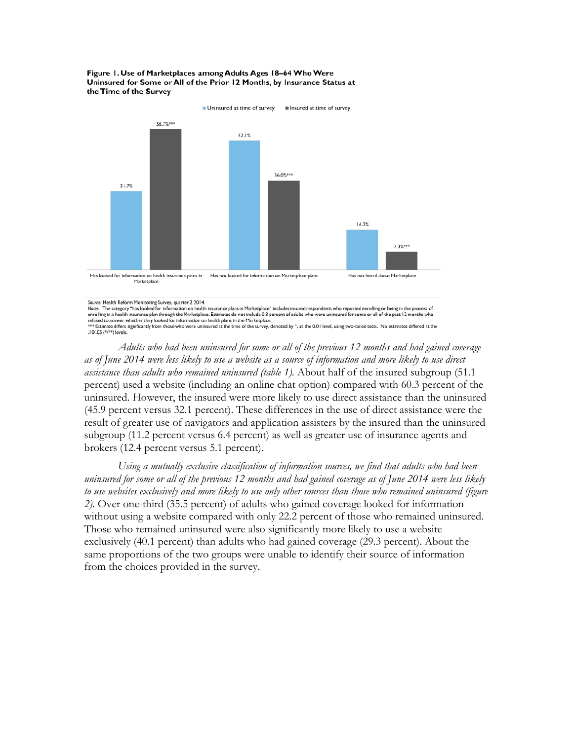**Figure 1. Use of Marketplaces among Adults Ages 18–64 Who Were Uninsured for Some or All of the Prior 12 Months, by Insurance Status at the Time of the Survey**

| | Uninsured at time of survey | Insured at time of survey |
|---|---|---|
| Has looked for information on health insurance plans in Marketplace | 31.7% | 56.7%*** |
| Has not looked for information on Marketplace plans | 52.1% | 36.0%*** |
| Has not heard about Marketplace | 16.2% | 7.3%*** |

*Source:* Health Reform Monitoring Survey, quarter 2 2014.
*Notes:* The category "has looked for information on health insurance plans in Marketplace" includes insured respondents who reported enrolling or being in the process of enrolling in a health insurance plan through the Marketplace. Estimates do not include 0.3 percent of adults who were uninsured for some or all of the past 12 months who refused to answer whether they looked for information on health plans in the Marketplace.
*** Estimate differs significantly from those who were uninsured at the time of the survey, denoted by ^, at the 0.01 level, using two-tailed tests. No estimates differed at the .10/.05 (*/**) levels.

*Adults who had been uninsured for some or all of the previous 12 months and had gained coverage as of June 2014 were less likely to use a website as a source of information and more likely to use direct assistance than adults who remained uninsured (table 1).* About half of the insured subgroup (51.1 percent) used a website (including an online chat option) compared with 60.3 percent of the uninsured. However, the insured were more likely to use direct assistance than the uninsured (45.9 percent versus 32.1 percent). These differences in the use of direct assistance were the result of greater use of navigators and application assisters by the insured than the uninsured subgroup (11.2 percent versus 6.4 percent) as well as greater use of insurance agents and brokers (12.4 percent versus 5.1 percent).

*Using a mutually exclusive classification of information sources, we find that adults who had been uninsured for some or all of the previous 12 months and had gained coverage as of June 2014 were less likely to use websites exclusively and more likely to use only other sources than those who remained uninsured (figure 2).* Over one-third (35.5 percent) of adults who gained coverage looked for information without using a website compared with only 22.2 percent of those who remained uninsured. Those who remained uninsured were also significantly more likely to use a website exclusively (40.1 percent) than adults who had gained coverage (29.3 percent). About the same proportions of the two groups were unable to identify their source of information from the choices provided in the survey.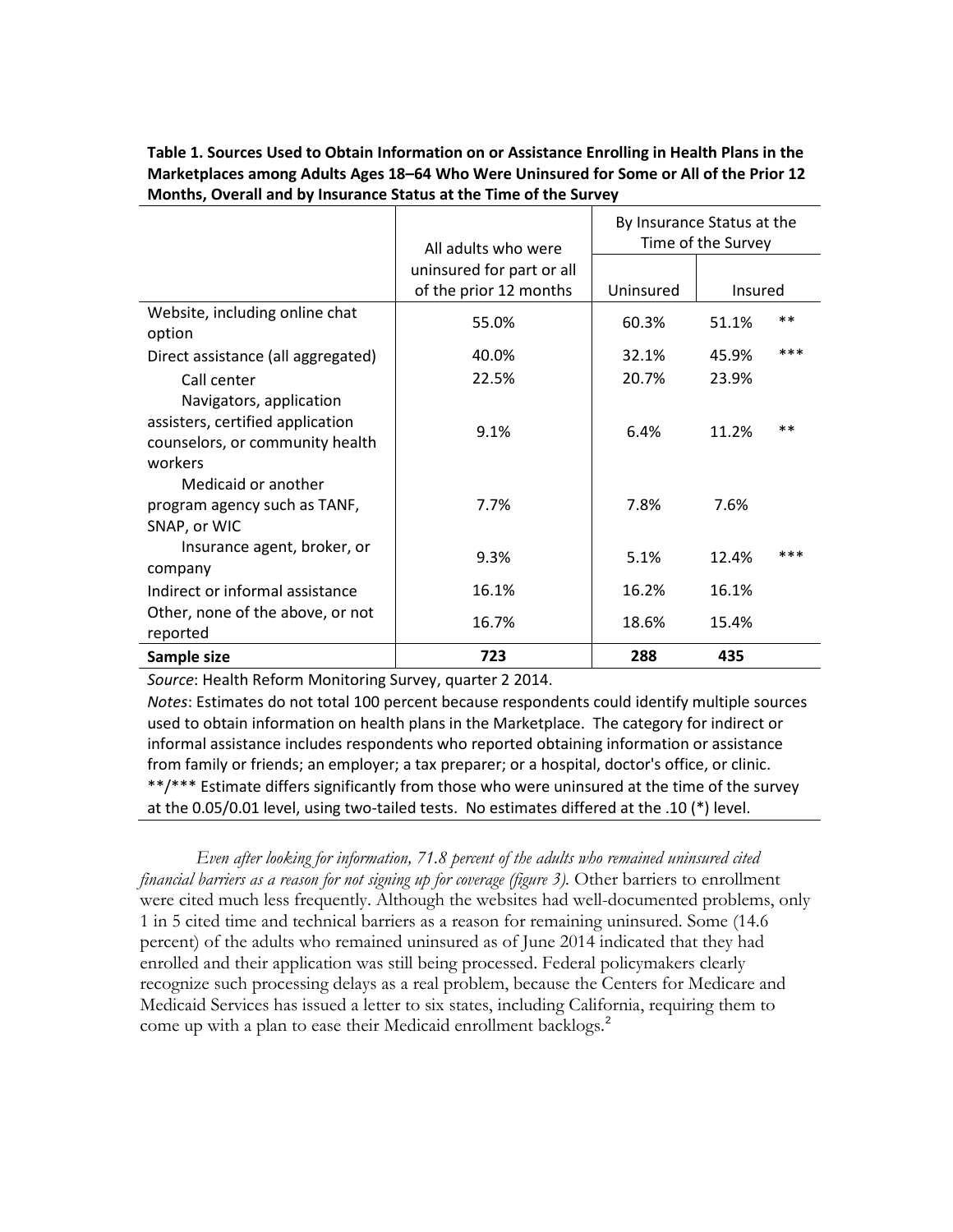**Table 1. Sources Used to Obtain Information on or Assistance Enrolling in Health Plans in the Marketplaces among Adults Ages 18–64 Who Were Uninsured for Some or All of the Prior 12 Months, Overall and by Insurance Status at the Time of the Survey**

| | All adults who were uninsured for part or all of the prior 12 months | By Insurance Status at the Time of the Survey | | |
|---|---|---|---|---|
| | | Uninsured | Insured | |
| Website, including online chat option | 55.0% | 60.3% | 51.1% | ** |
| Direct assistance (all aggregated) | 40.0% | 32.1% | 45.9% | *** |
| Call center | 22.5% | 20.7% | 23.9% | |
| Navigators, application assisters, certified application counselors, or community health workers | 9.1% | 6.4% | 11.2% | ** |
| Medicaid or another program agency such as TANF, SNAP, or WIC | 7.7% | 7.8% | 7.6% | |
| Insurance agent, broker, or company | 9.3% | 5.1% | 12.4% | *** |
| Indirect or informal assistance | 16.1% | 16.2% | 16.1% | |
| Other, none of the above, or not reported | 16.7% | 18.6% | 15.4% | |
| **Sample size** | **723** | **288** | **435** | |

*Source*: Health Reform Monitoring Survey, quarter 2 2014.

*Notes*: Estimates do not total 100 percent because respondents could identify multiple sources used to obtain information on health plans in the Marketplace. The category for indirect or informal assistance includes respondents who reported obtaining information or assistance from family or friends; an employer; a tax preparer; or a hospital, doctor's office, or clinic.
**/*** Estimate differs significantly from those who were uninsured at the time of the survey at the 0.05/0.01 level, using two-tailed tests. No estimates differed at the .10 (*) level.

*Even after looking for information, 71.8 percent of the adults who remained uninsured cited financial barriers as a reason for not signing up for coverage (figure 3).* Other barriers to enrollment were cited much less frequently. Although the websites had well-documented problems, only 1 in 5 cited time and technical barriers as a reason for remaining uninsured. Some (14.6 percent) of the adults who remained uninsured as of June 2014 indicated that they had enrolled and their application was still being processed. Federal policymakers clearly recognize such processing delays as a real problem, because the Centers for Medicare and Medicaid Services has issued a letter to six states, including California, requiring them to come up with a plan to ease their Medicaid enrollment backlogs.[2]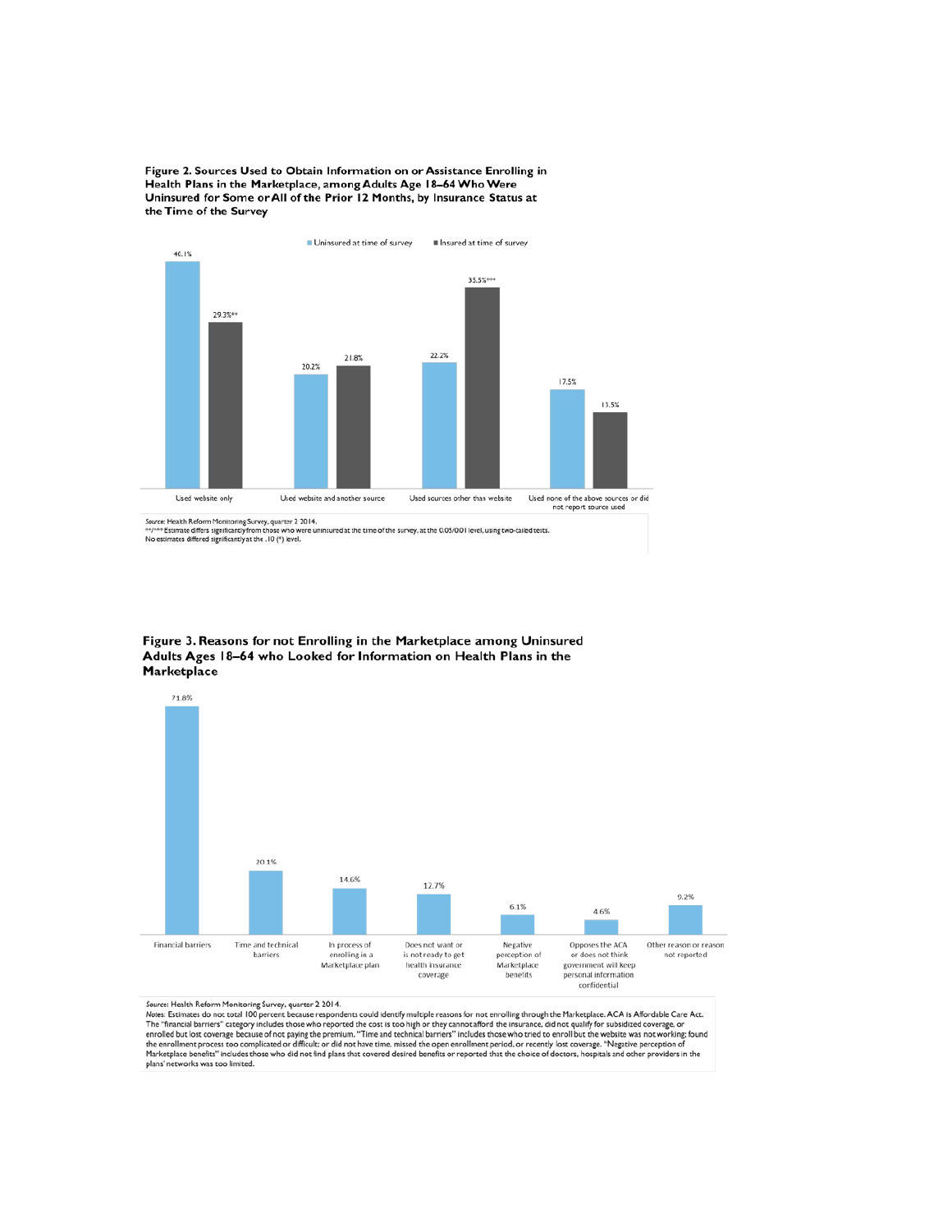**Figure 2. Sources Used to Obtain Information on or Assistance Enrolling in Health Plans in the Marketplace, among Adults Age 18–64 Who Were Uninsured for Some or All of the Prior 12 Months, by Insurance Status at the Time of the Survey**

| | Uninsured at time of survey | Insured at time of survey |
|---|---|---|
| Used website only | 40.1% | 29.3%** |
| Used website and another source | 20.2% | 21.8% |
| Used sources other than website | 22.2% | 35.5%*** |
| Used none of the above sources or did not report source used | 17.5% | 13.5% |

*Source:* Health Reform Monitoring Survey, quarter 2 2014.
**/*** Estimate differs significantly from those who were uninsured at the time of the survey, at the 0.05/0.01 level, using two-tailed tests.
No estimates differed significantly at the .10 (*) level.

**Figure 3. Reasons for not Enrolling in the Marketplace among Uninsured Adults Ages 18–64 who Looked for Information on Health Plans in the Marketplace**

| Reason | Percent |
|---|---|
| Financial barriers | 71.8% |
| Time and technical barriers | 20.1% |
| In process of enrolling in a Marketplace plan | 14.6% |
| Does not want or is not ready to get health insurance coverage | 12.7% |
| Negative perception of Marketplace benefits | 6.1% |
| Opposes the ACA or does not think government will keep personal information confidential | 4.6% |
| Other reason or reason not reported | 9.2% |

*Source:* Health Reform Monitoring Survey, quarter 2 2014.
*Notes:* Estimates do not total 100 percent because respondents could identify multiple reasons for not enrolling through the Marketplace. ACA is Affordable Care Act. The "financial barriers" category includes those who reported the cost is too high or they cannot afford the insurance, did not qualify for subsidized coverage, or enrolled but lost coverage because of not paying the premium. "Time and technical barriers" includes those who tried to enroll but the website was not working; found the enrollment process too complicated or difficult; or did not have time, missed the open enrollment period, or recently lost coverage. "Negative perception of Marketplace benefits" includes those who did not find plans that covered desired benefits or reported that the choice of doctors, hospitals and other providers in the plans' networks was too limited.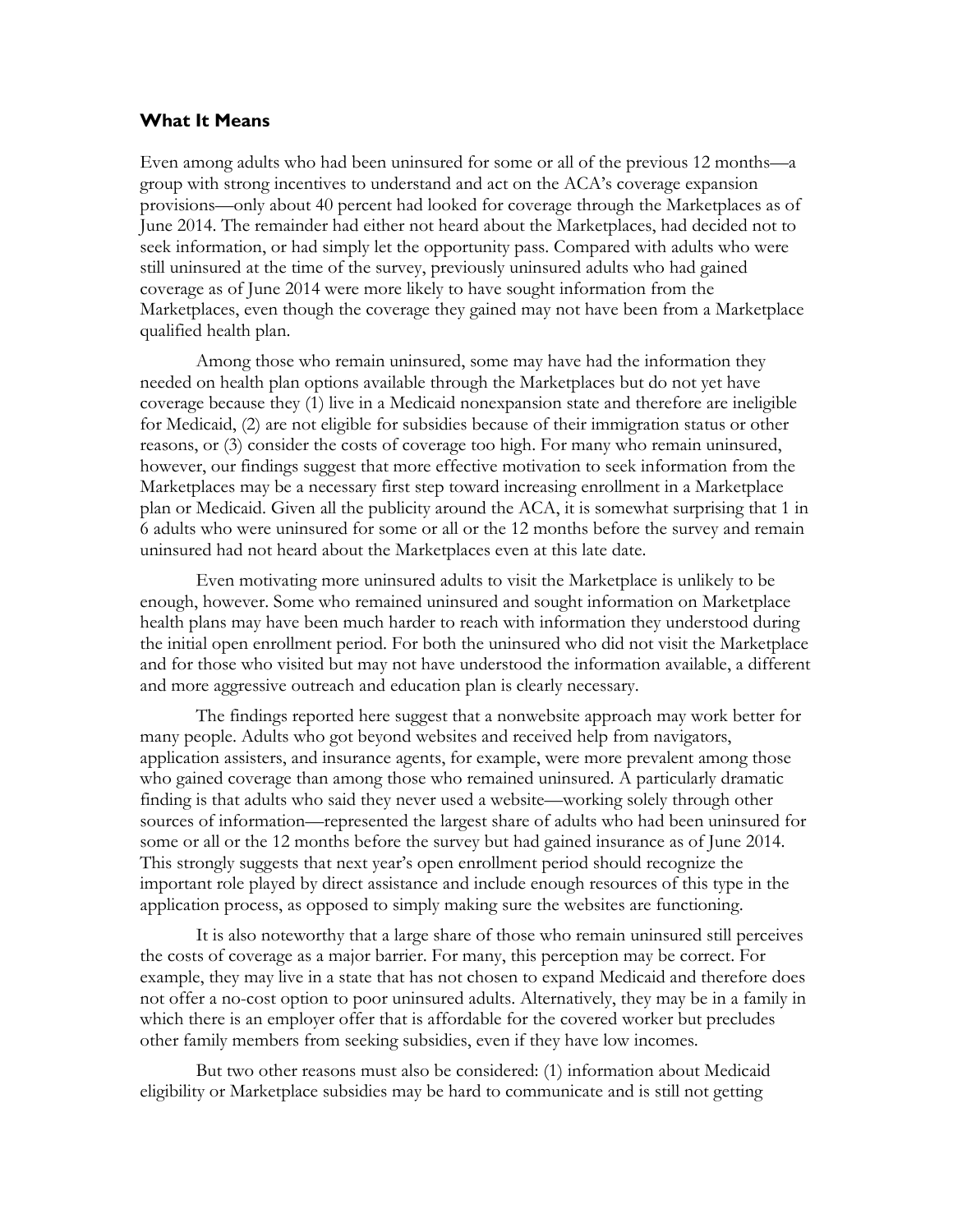### What It Means

Even among adults who had been uninsured for some or all of the previous 12 months—a group with strong incentives to understand and act on the ACA's coverage expansion provisions—only about 40 percent had looked for coverage through the Marketplaces as of June 2014. The remainder had either not heard about the Marketplaces, had decided not to seek information, or had simply let the opportunity pass. Compared with adults who were still uninsured at the time of the survey, previously uninsured adults who had gained coverage as of June 2014 were more likely to have sought information from the Marketplaces, even though the coverage they gained may not have been from a Marketplace qualified health plan.

Among those who remain uninsured, some may have had the information they needed on health plan options available through the Marketplaces but do not yet have coverage because they (1) live in a Medicaid nonexpansion state and therefore are ineligible for Medicaid, (2) are not eligible for subsidies because of their immigration status or other reasons, or (3) consider the costs of coverage too high. For many who remain uninsured, however, our findings suggest that more effective motivation to seek information from the Marketplaces may be a necessary first step toward increasing enrollment in a Marketplace plan or Medicaid. Given all the publicity around the ACA, it is somewhat surprising that 1 in 6 adults who were uninsured for some or all or the 12 months before the survey and remain uninsured had not heard about the Marketplaces even at this late date.

Even motivating more uninsured adults to visit the Marketplace is unlikely to be enough, however. Some who remained uninsured and sought information on Marketplace health plans may have been much harder to reach with information they understood during the initial open enrollment period. For both the uninsured who did not visit the Marketplace and for those who visited but may not have understood the information available, a different and more aggressive outreach and education plan is clearly necessary.

The findings reported here suggest that a nonwebsite approach may work better for many people. Adults who got beyond websites and received help from navigators, application assisters, and insurance agents, for example, were more prevalent among those who gained coverage than among those who remained uninsured. A particularly dramatic finding is that adults who said they never used a website—working solely through other sources of information—represented the largest share of adults who had been uninsured for some or all or the 12 months before the survey but had gained insurance as of June 2014. This strongly suggests that next year's open enrollment period should recognize the important role played by direct assistance and include enough resources of this type in the application process, as opposed to simply making sure the websites are functioning.

It is also noteworthy that a large share of those who remain uninsured still perceives the costs of coverage as a major barrier. For many, this perception may be correct. For example, they may live in a state that has not chosen to expand Medicaid and therefore does not offer a no-cost option to poor uninsured adults. Alternatively, they may be in a family in which there is an employer offer that is affordable for the covered worker but precludes other family members from seeking subsidies, even if they have low incomes.

But two other reasons must also be considered: (1) information about Medicaid eligibility or Marketplace subsidies may be hard to communicate and is still not getting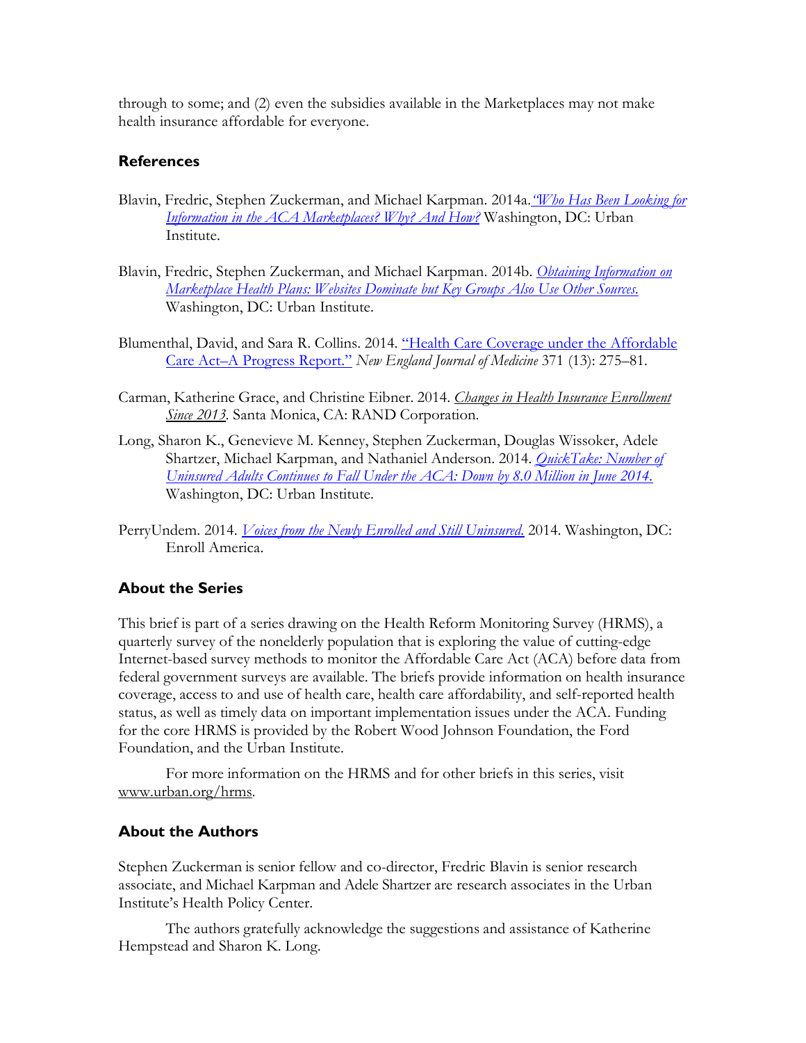through to some; and (2) even the subsidies available in the Marketplaces may not make health insurance affordable for everyone.

## References

Blavin, Fredric, Stephen Zuckerman, and Michael Karpman. 2014a. *"Who Has Been Looking for Information in the ACA Marketplaces? Why? And How?* Washington, DC: Urban Institute.

Blavin, Fredric, Stephen Zuckerman, and Michael Karpman. 2014b. *Obtaining Information on Marketplace Health Plans: Websites Dominate but Key Groups Also Use Other Sources.* Washington, DC: Urban Institute.

Blumenthal, David, and Sara R. Collins. 2014. "Health Care Coverage under the Affordable Care Act–A Progress Report." *New England Journal of Medicine* 371 (13): 275–81.

Carman, Katherine Grace, and Christine Eibner. 2014. *Changes in Health Insurance Enrollment Since 2013.* Santa Monica, CA: RAND Corporation.

Long, Sharon K., Genevieve M. Kenney, Stephen Zuckerman, Douglas Wissoker, Adele Shartzer, Michael Karpman, and Nathaniel Anderson. 2014. *QuickTake: Number of Uninsured Adults Continues to Fall Under the ACA: Down by 8.0 Million in June 2014.* Washington, DC: Urban Institute.

PerryUndem. 2014. *Voices from the Newly Enrolled and Still Uninsured.* 2014. Washington, DC: Enroll America.

## About the Series

This brief is part of a series drawing on the Health Reform Monitoring Survey (HRMS), a quarterly survey of the nonelderly population that is exploring the value of cutting-edge Internet-based survey methods to monitor the Affordable Care Act (ACA) before data from federal government surveys are available. The briefs provide information on health insurance coverage, access to and use of health care, health care affordability, and self-reported health status, as well as timely data on important implementation issues under the ACA. Funding for the core HRMS is provided by the Robert Wood Johnson Foundation, the Ford Foundation, and the Urban Institute.

For more information on the HRMS and for other briefs in this series, visit www.urban.org/hrms.

## About the Authors

Stephen Zuckerman is senior fellow and co-director, Fredric Blavin is senior research associate, and Michael Karpman and Adele Shartzer are research associates in the Urban Institute's Health Policy Center.

The authors gratefully acknowledge the suggestions and assistance of Katherine Hempstead and Sharon K. Long.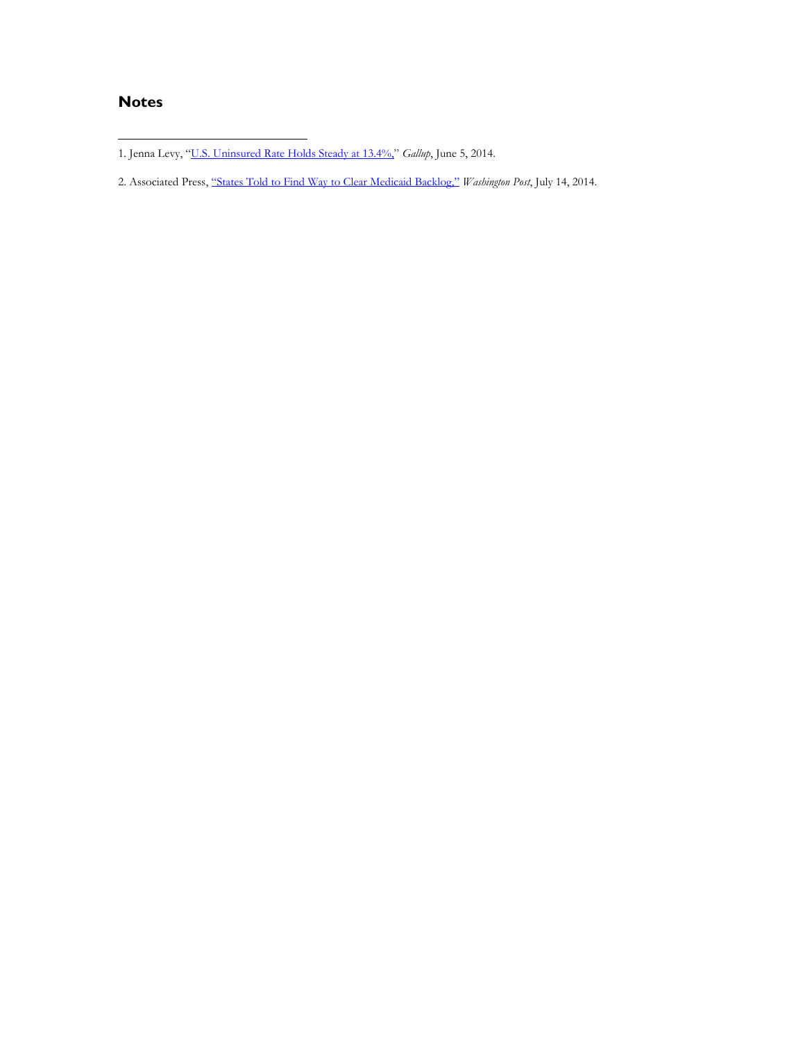## Notes

1. Jenna Levy, "U.S. Uninsured Rate Holds Steady at 13.4%," *Gallup*, June 5, 2014.

2. Associated Press, "States Told to Find Way to Clear Medicaid Backlog," *Washington Post*, July 14, 2014.